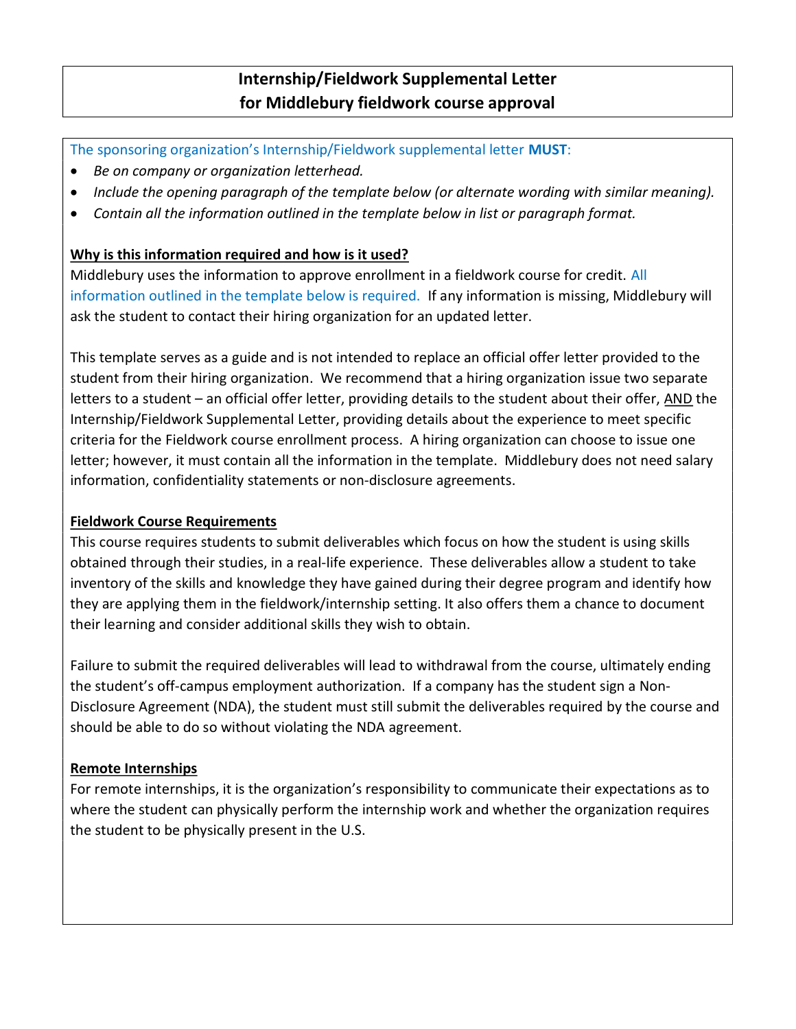# Internship/Fieldwork Supplemental Letter for Middlebury fieldwork course approval

The sponsoring organization's Internship/Fieldwork supplemental letter **MUST**:

- *Be on company or organization letterhead.*
- *Include the opening paragraph of the template below (or alternate wording with similar meaning).*
- *Contain all the information outlined in the template below in list or paragraph format.*

**Why is this information required and how is it used?**

Middlebury uses the information to approve enrollment in a fieldwork course for credit. All information outlined in the template below is required. If any information is missing, Middlebury will ask the student to contact their hiring organization for an updated letter.

This template serves as a guide and is not intended to replace an official offer letter provided to the student from their hiring organization. We recommend that a hiring organization issue two separate letters to a student – an official offer letter, providing details to the student about their offer, AND the Internship/Fieldwork Supplemental Letter, providing details about the experience to meet specific criteria for the Fieldwork course enrollment process. A hiring organization can choose to issue one letter; however, it must contain all the information in the template. Middlebury does not need salary information, confidentiality statements or non-disclosure agreements.

**Fieldwork Course Requirements**

This course requires students to submit deliverables which focus on how the student is using skills obtained through their studies, in a real-life experience. These deliverables allow a student to take inventory of the skills and knowledge they have gained during their degree program and identify how they are applying them in the fieldwork/internship setting. It also offers them a chance to document their learning and consider additional skills they wish to obtain.

Failure to submit the required deliverables will lead to withdrawal from the course, ultimately ending the student's off-campus employment authorization. If a company has the student sign a Non-Disclosure Agreement (NDA), the student must still submit the deliverables required by the course and should be able to do so without violating the NDA agreement.

**Remote Internships**

For remote internships, it is the organization's responsibility to communicate their expectations as to where the student can physically perform the internship work and whether the organization requires the student to be physically present in the U.S.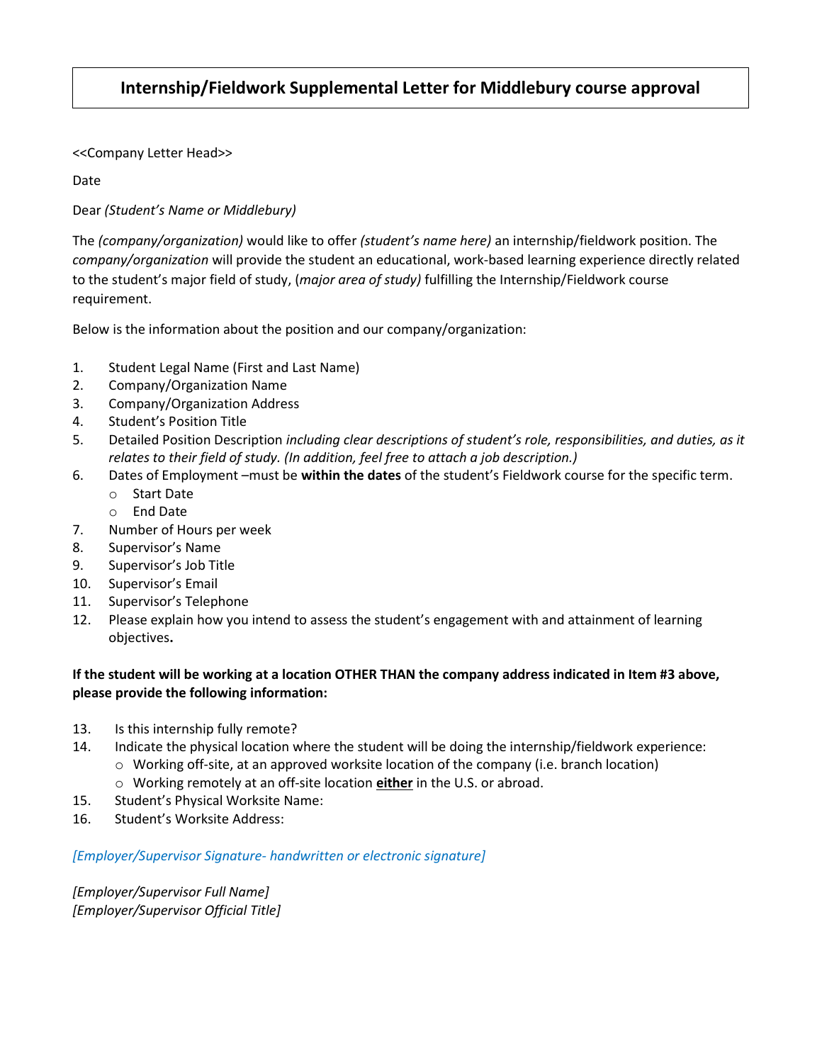# Internship/Fieldwork Supplemental Letter for Middlebury course approval

<<Company Letter Head>>

Date

Dear *(Student's Name or Middlebury)*

The *(company/organization)* would like to offer *(student's name here)* an internship/fieldwork position. The *company/organization* will provide the student an educational, work-based learning experience directly related to the student's major field of study, (*major area of study)* fulfilling the Internship/Fieldwork course requirement.

Below is the information about the position and our company/organization:

1. Student Legal Name (First and Last Name)
2. Company/Organization Name
3. Company/Organization Address
4. Student's Position Title
5. Detailed Position Description *including clear descriptions of student's role, responsibilities, and duties, as it relates to their field of study. (In addition, feel free to attach a job description.)*
6. Dates of Employment –must be **within the dates** of the student's Fieldwork course for the specific term.
   - Start Date
   - End Date
7. Number of Hours per week
8. Supervisor's Name
9. Supervisor's Job Title
10. Supervisor's Email
11. Supervisor's Telephone
12. Please explain how you intend to assess the student's engagement with and attainment of learning objectives**.**

**If the student will be working at a location OTHER THAN the company address indicated in Item #3 above, please provide the following information:**

13. Is this internship fully remote?
14. Indicate the physical location where the student will be doing the internship/fieldwork experience:
    - Working off-site, at an approved worksite location of the company (i.e. branch location)
    - Working remotely at an off-site location ***either*** in the U.S. or abroad.
15. Student's Physical Worksite Name:
16. Student's Worksite Address:

*[Employer/Supervisor Signature- handwritten or electronic signature]*

*[Employer/Supervisor Full Name]*
*[Employer/Supervisor Official Title]*